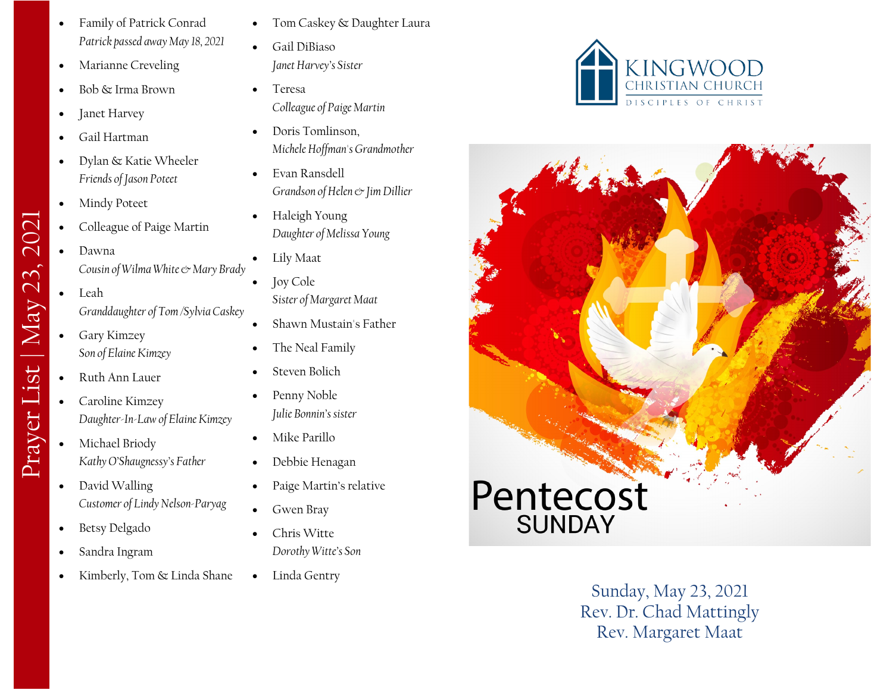# Prayer List | May 23, 2021

- Family of Patrick Conrad
  *Patrick passed away May 18, 2021*
- Marianne Creveling
- Bob & Irma Brown
- Janet Harvey
- Gail Hartman
- Dylan & Katie Wheeler
  *Friends of Jason Poteet*
- Mindy Poteet
- Colleague of Paige Martin
- Dawna
  *Cousin of Wilma White & Mary Brady*
- Leah
  *Granddaughter of Tom /Sylvia Caskey*
- Gary Kimzey
  *Son of Elaine Kimzey*
- Ruth Ann Lauer
- Caroline Kimzey
  *Daughter-In-Law of Elaine Kimzey*
- Michael Briody
  *Kathy O'Shaugnessy's Father*
- David Walling
  *Customer of Lindy Nelson-Paryag*
- Betsy Delgado
- Sandra Ingram
- Kimberly, Tom & Linda Shane
- Tom Caskey & Daughter Laura
- Gail DiBiaso
  *Janet Harvey's Sister*
- Teresa
  *Colleague of Paige Martin*
- Doris Tomlinson,
  *Michele Hoffman's Grandmother*
- Evan Ransdell
  *Grandson of Helen & Jim Dillier*
- Haleigh Young
  *Daughter of Melissa Young*
- Lily Maat
- Joy Cole
  *Sister of Margaret Maat*
- Shawn Mustain's Father
- The Neal Family
- Steven Bolich
- Penny Noble
  *Julie Bonnin's sister*
- Mike Parillo
- Debbie Henagan
- Paige Martin's relative
- Gwen Bray
- Chris Witte
  *Dorothy Witte's Son*
- Linda Gentry

KINGWOOD CHRISTIAN CHURCH
DISCIPLES OF CHRIST

Pentecost SUNDAY

Sunday, May 23, 2021
Rev. Dr. Chad Mattingly
Rev. Margaret Maat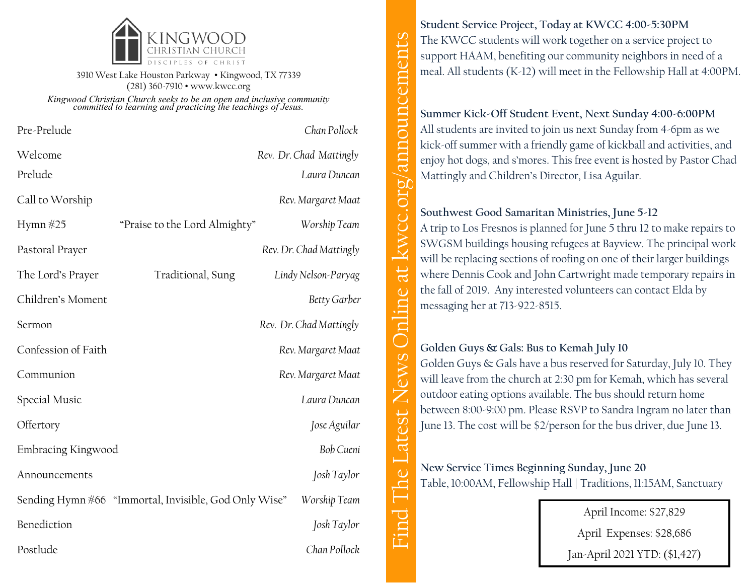# KINGWOOD CHRISTIAN CHURCH

DISCIPLES OF CHRIST

3910 West Lake Houston Parkway • Kingwood, TX 77339
(281) 360-7910 • www.kwcc.org

*Kingwood Christian Church seeks to be an open and inclusive community committed to learning and practicing the teachings of Jesus.*

| | | |
|---|---|---|
| Pre-Prelude | | *Chan Pollock* |
| Welcome | | *Rev. Dr. Chad Mattingly* |
| Prelude | | *Laura Duncan* |
| Call to Worship | | *Rev. Margaret Maat* |
| Hymn #25 | "Praise to the Lord Almighty" | *Worship Team* |
| Pastoral Prayer | | *Rev. Dr. Chad Mattingly* |
| The Lord's Prayer | Traditional, Sung | *Lindy Nelson-Paryag* |
| Children's Moment | | *Betty Garber* |
| Sermon | | *Rev. Dr. Chad Mattingly* |
| Confession of Faith | | *Rev. Margaret Maat* |
| Communion | | *Rev. Margaret Maat* |
| Special Music | | *Laura Duncan* |
| Offertory | | *Jose Aguilar* |
| Embracing Kingwood | | *Bob Cueni* |
| Announcements | | *Josh Taylor* |
| Sending Hymn #66 | "Immortal, Invisible, God Only Wise" | *Worship Team* |
| Benediction | | *Josh Taylor* |
| Postlude | | *Chan Pollock* |

Find The Latest News Online at kwcc.org/announcements

**Student Service Project, Today at KWCC 4:00-5:30PM**
The KWCC students will work together on a service project to support HAAM, benefiting our community neighbors in need of a meal. All students (K-12) will meet in the Fellowship Hall at 4:00PM.

**Summer Kick-Off Student Event, Next Sunday 4:00-6:00PM**
All students are invited to join us next Sunday from 4-6pm as we kick-off summer with a friendly game of kickball and activities, and enjoy hot dogs, and s'mores. This free event is hosted by Pastor Chad Mattingly and Children's Director, Lisa Aguilar.

**Southwest Good Samaritan Ministries, June 5-12**
A trip to Los Fresnos is planned for June 5 thru 12 to make repairs to SWGSM buildings housing refugees at Bayview. The principal work will be replacing sections of roofing on one of their larger buildings where Dennis Cook and John Cartwright made temporary repairs in the fall of 2019. Any interested volunteers can contact Elda by messaging her at 713-922-8515.

**Golden Guys & Gals: Bus to Kemah July 10**
Golden Guys & Gals have a bus reserved for Saturday, July 10. They will leave from the church at 2:30 pm for Kemah, which has several outdoor eating options available. The bus should return home between 8:00-9:00 pm. Please RSVP to Sandra Ingram no later than June 13. The cost will be $2/person for the bus driver, due June 13.

**New Service Times Beginning Sunday, June 20**
Table, 10:00AM, Fellowship Hall | Traditions, 11:15AM, Sanctuary

April Income: $27,829
April Expenses: $28,686
Jan-April 2021 YTD: ($1,427)